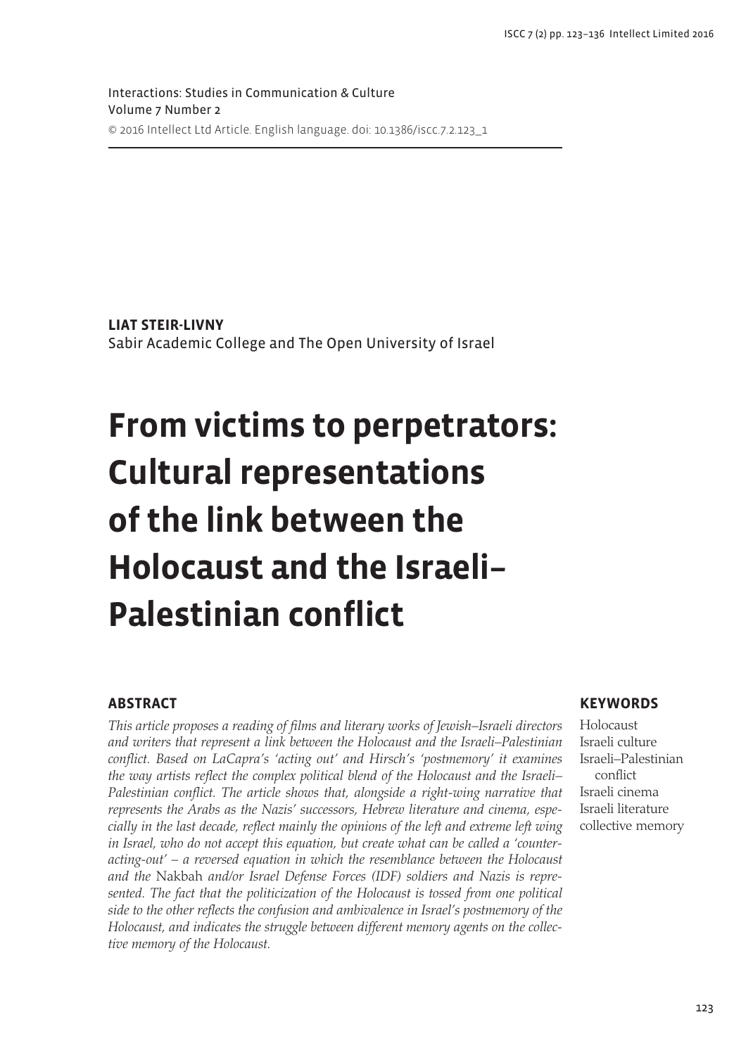Interactions: Studies in Communication & Culture
Volume 7 Number 2
© 2016 Intellect Ltd Article. English language. doi: 10.1386/iscc.7.2.123_1

**LIAT STEIR-LIVNY**
Sabir Academic College and The Open University of Israel

# From victims to perpetrators: Cultural representations of the link between the Holocaust and the Israeli–Palestinian conflict

## ABSTRACT

*This article proposes a reading of films and literary works of Jewish–Israeli directors and writers that represent a link between the Holocaust and the Israeli–Palestinian conflict. Based on LaCapra's 'acting out' and Hirsch's 'postmemory' it examines the way artists reflect the complex political blend of the Holocaust and the Israeli–Palestinian conflict. The article shows that, alongside a right-wing narrative that represents the Arabs as the Nazis' successors, Hebrew literature and cinema, especially in the last decade, reflect mainly the opinions of the left and extreme left wing in Israel, who do not accept this equation, but create what can be called a 'counter-acting-out' – a reversed equation in which the resemblance between the Holocaust and the* Nakbah *and/or Israel Defense Forces (IDF) soldiers and Nazis is represented. The fact that the politicization of the Holocaust is tossed from one political side to the other reflects the confusion and ambivalence in Israel's postmemory of the Holocaust, and indicates the struggle between different memory agents on the collective memory of the Holocaust.*

## KEYWORDS

Holocaust
Israeli culture
Israeli–Palestinian conflict
Israeli cinema
Israeli literature
collective memory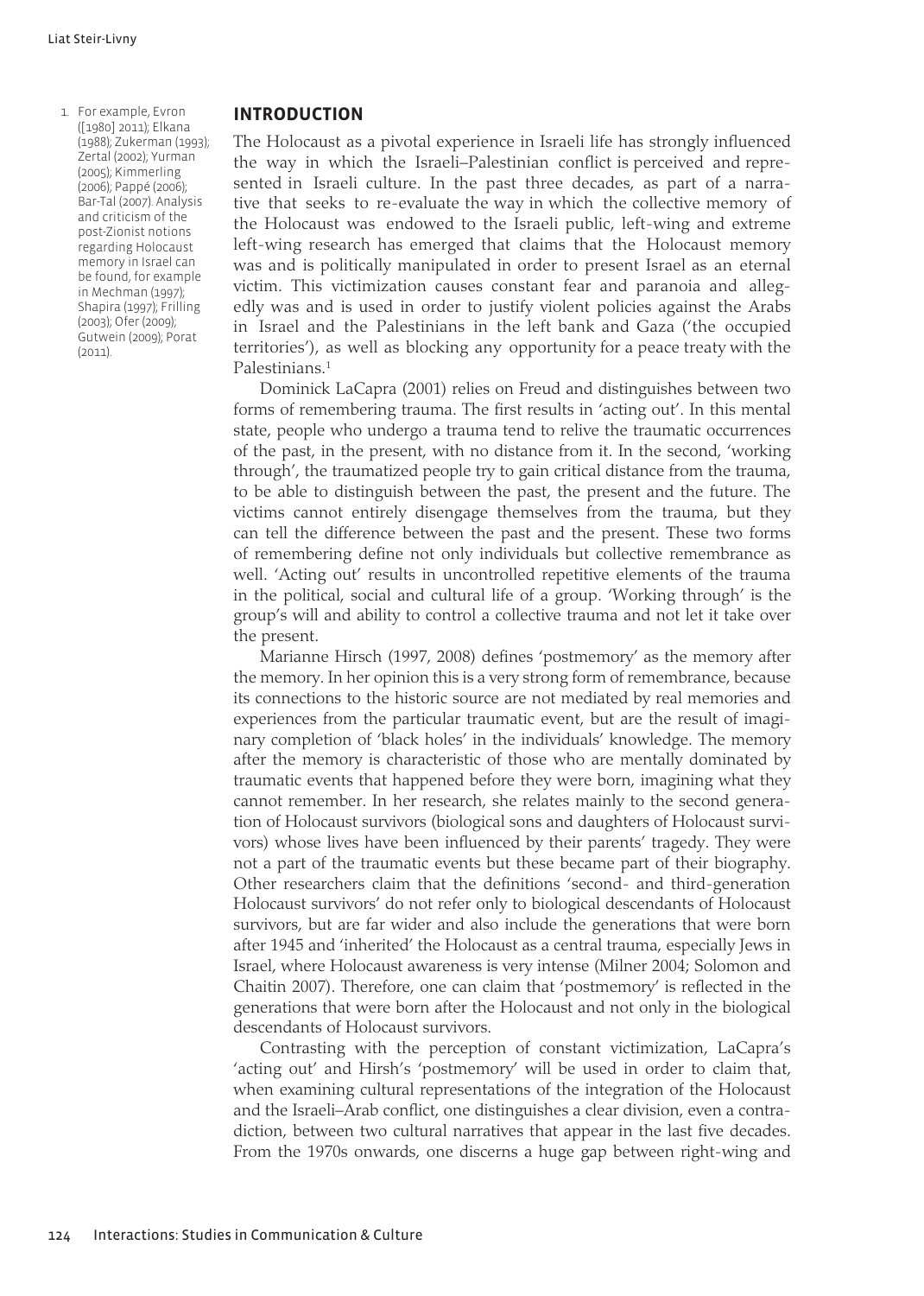## INTRODUCTION

The Holocaust as a pivotal experience in Israeli life has strongly influenced the way in which the Israeli–Palestinian conflict is perceived and represented in Israeli culture. In the past three decades, as part of a narrative that seeks to re-evaluate the way in which the collective memory of the Holocaust was endowed to the Israeli public, left-wing and extreme left-wing research has emerged that claims that the Holocaust memory was and is politically manipulated in order to present Israel as an eternal victim. This victimization causes constant fear and paranoia and allegedly was and is used in order to justify violent policies against the Arabs in Israel and the Palestinians in the left bank and Gaza ('the occupied territories'), as well as blocking any opportunity for a peace treaty with the Palestinians.[1]

Dominick LaCapra (2001) relies on Freud and distinguishes between two forms of remembering trauma. The first results in 'acting out'. In this mental state, people who undergo a trauma tend to relive the traumatic occurrences of the past, in the present, with no distance from it. In the second, 'working through', the traumatized people try to gain critical distance from the trauma, to be able to distinguish between the past, the present and the future. The victims cannot entirely disengage themselves from the trauma, but they can tell the difference between the past and the present. These two forms of remembering define not only individuals but collective remembrance as well. 'Acting out' results in uncontrolled repetitive elements of the trauma in the political, social and cultural life of a group. 'Working through' is the group's will and ability to control a collective trauma and not let it take over the present.

Marianne Hirsch (1997, 2008) defines 'postmemory' as the memory after the memory. In her opinion this is a very strong form of remembrance, because its connections to the historic source are not mediated by real memories and experiences from the particular traumatic event, but are the result of imaginary completion of 'black holes' in the individuals' knowledge. The memory after the memory is characteristic of those who are mentally dominated by traumatic events that happened before they were born, imagining what they cannot remember. In her research, she relates mainly to the second generation of Holocaust survivors (biological sons and daughters of Holocaust survivors) whose lives have been influenced by their parents' tragedy. They were not a part of the traumatic events but these became part of their biography. Other researchers claim that the definitions 'second- and third-generation Holocaust survivors' do not refer only to biological descendants of Holocaust survivors, but are far wider and also include the generations that were born after 1945 and 'inherited' the Holocaust as a central trauma, especially Jews in Israel, where Holocaust awareness is very intense (Milner 2004; Solomon and Chaitin 2007). Therefore, one can claim that 'postmemory' is reflected in the generations that were born after the Holocaust and not only in the biological descendants of Holocaust survivors.

Contrasting with the perception of constant victimization, LaCapra's 'acting out' and Hirsh's 'postmemory' will be used in order to claim that, when examining cultural representations of the integration of the Holocaust and the Israeli–Arab conflict, one distinguishes a clear division, even a contradiction, between two cultural narratives that appear in the last five decades. From the 1970s onwards, one discerns a huge gap between right-wing and

1. For example, Evron ([1980] 2011); Elkana (1988); Zukerman (1993); Zertal (2002); Yurman (2005); Kimmerling (2006); Pappé (2006); Bar-Tal (2007). Analysis and criticism of the post-Zionist notions regarding Holocaust memory in Israel can be found, for example in Mechman (1997); Shapira (1997); Frilling (2003); Ofer (2009); Gutwein (2009); Porat (2011).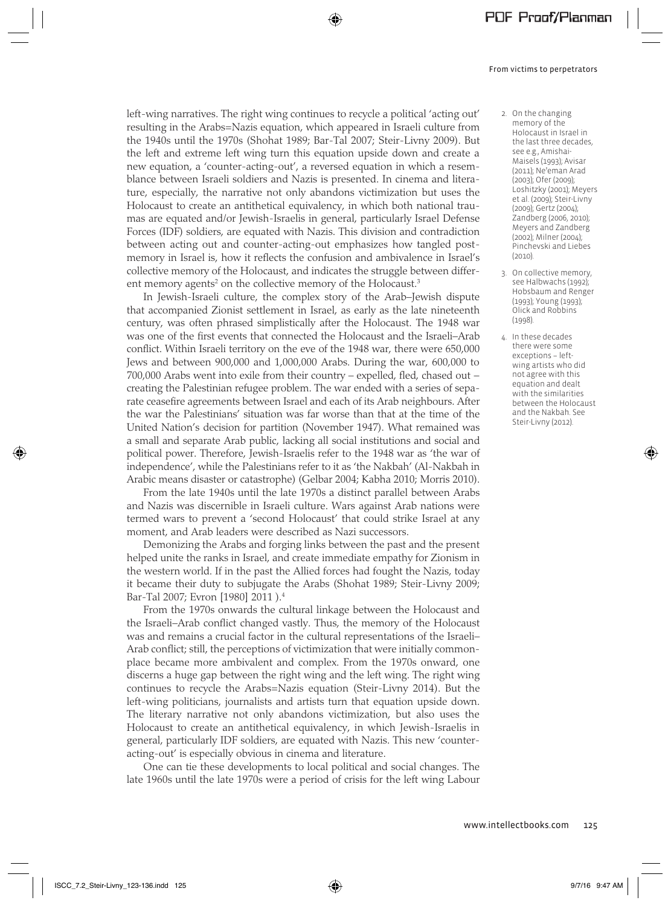left-wing narratives. The right wing continues to recycle a political 'acting out' resulting in the Arabs=Nazis equation, which appeared in Israeli culture from the 1940s until the 1970s (Shohat 1989; Bar-Tal 2007; Steir-Livny 2009). But the left and extreme left wing turn this equation upside down and create a new equation, a 'counter-acting-out', a reversed equation in which a resemblance between Israeli soldiers and Nazis is presented. In cinema and literature, especially, the narrative not only abandons victimization but uses the Holocaust to create an antithetical equivalency, in which both national traumas are equated and/or Jewish-Israelis in general, particularly Israel Defense Forces (IDF) soldiers, are equated with Nazis. This division and contradiction between acting out and counter-acting-out emphasizes how tangled post-memory in Israel is, how it reflects the confusion and ambivalence in Israel's collective memory of the Holocaust, and indicates the struggle between different memory agents[2] on the collective memory of the Holocaust.[3]

In Jewish-Israeli culture, the complex story of the Arab–Jewish dispute that accompanied Zionist settlement in Israel, as early as the late nineteenth century, was often phrased simplistically after the Holocaust. The 1948 war was one of the first events that connected the Holocaust and the Israeli–Arab conflict. Within Israeli territory on the eve of the 1948 war, there were 650,000 Jews and between 900,000 and 1,000,000 Arabs. During the war, 600,000 to 700,000 Arabs went into exile from their country – expelled, fled, chased out – creating the Palestinian refugee problem. The war ended with a series of separate ceasefire agreements between Israel and each of its Arab neighbours. After the war the Palestinians' situation was far worse than that at the time of the United Nation's decision for partition (November 1947). What remained was a small and separate Arab public, lacking all social institutions and social and political power. Therefore, Jewish-Israelis refer to the 1948 war as 'the war of independence', while the Palestinians refer to it as 'the Nakbah' (Al-Nakbah in Arabic means disaster or catastrophe) (Gelbar 2004; Kabha 2010; Morris 2010).

From the late 1940s until the late 1970s a distinct parallel between Arabs and Nazis was discernible in Israeli culture. Wars against Arab nations were termed wars to prevent a 'second Holocaust' that could strike Israel at any moment, and Arab leaders were described as Nazi successors.

Demonizing the Arabs and forging links between the past and the present helped unite the ranks in Israel, and create immediate empathy for Zionism in the western world. If in the past the Allied forces had fought the Nazis, today it became their duty to subjugate the Arabs (Shohat 1989; Steir-Livny 2009; Bar-Tal 2007; Evron [1980] 2011 ).[4]

From the 1970s onwards the cultural linkage between the Holocaust and the Israeli–Arab conflict changed vastly. Thus, the memory of the Holocaust was and remains a crucial factor in the cultural representations of the Israeli–Arab conflict; still, the perceptions of victimization that were initially commonplace became more ambivalent and complex. From the 1970s onward, one discerns a huge gap between the right wing and the left wing. The right wing continues to recycle the Arabs=Nazis equation (Steir-Livny 2014). But the left-wing politicians, journalists and artists turn that equation upside down. The literary narrative not only abandons victimization, but also uses the Holocaust to create an antithetical equivalency, in which Jewish-Israelis in general, particularly IDF soldiers, are equated with Nazis. This new 'counter-acting-out' is especially obvious in cinema and literature.

One can tie these developments to local political and social changes. The late 1960s until the late 1970s were a period of crisis for the left wing Labour

2. On the changing memory of the Holocaust in Israel in the last three decades, see e.g., Amishai-Maisels (1993); Avisar (2011); Ne'eman Arad (2003); Ofer (2009); Loshitzky (2001); Meyers et al. (2009); Steir-Livny (2009); Gertz (2004); Zandberg (2006, 2010); Meyers and Zandberg (2002); Milner (2004); Pinchevski and Liebes (2010).

3. On collective memory, see Halbwachs (1992); Hobsbaum and Renger (1993); Young (1993); Olick and Robbins (1998).

4. In these decades there were some exceptions – left-wing artists who did not agree with this equation and dealt with the similarities between the Holocaust and the Nakbah. See Steir-Livny (2012).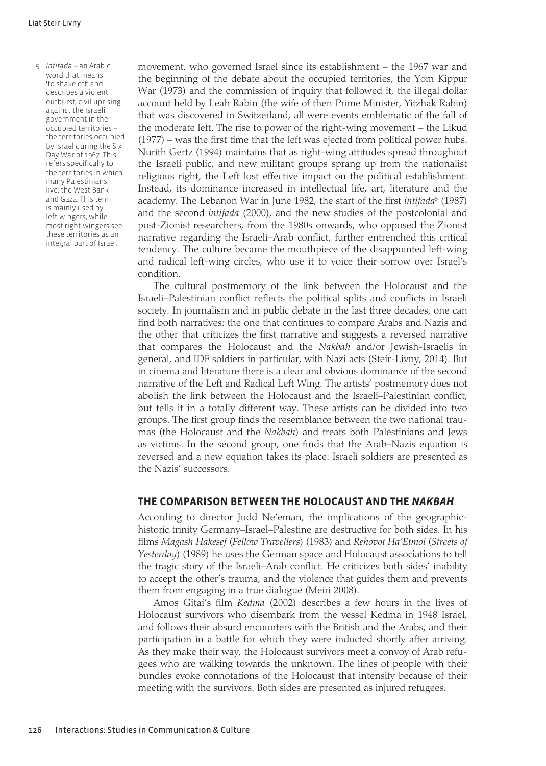movement, who governed Israel since its establishment – the 1967 war and the beginning of the debate about the occupied territories, the Yom Kippur War (1973) and the commission of inquiry that followed it, the illegal dollar account held by Leah Rabin (the wife of then Prime Minister, Yitzhak Rabin) that was discovered in Switzerland, all were events emblematic of the fall of the moderate left. The rise to power of the right-wing movement – the Likud (1977) – was the first time that the left was ejected from political power hubs. Nurith Gertz (1994) maintains that as right-wing attitudes spread throughout the Israeli public, and new militant groups sprang up from the nationalist religious right, the Left lost effective impact on the political establishment. Instead, its dominance increased in intellectual life, art, literature and the academy. The Lebanon War in June 1982, the start of the first *intifada*[5] (1987) and the second *intifada* (2000), and the new studies of the postcolonial and post-Zionist researchers, from the 1980s onwards, who opposed the Zionist narrative regarding the Israeli–Arab conflict, further entrenched this critical tendency. The culture became the mouthpiece of the disappointed left-wing and radical left-wing circles, who use it to voice their sorrow over Israel's condition.

The cultural postmemory of the link between the Holocaust and the Israeli–Palestinian conflict reflects the political splits and conflicts in Israeli society. In journalism and in public debate in the last three decades, one can find both narratives: the one that continues to compare Arabs and Nazis and the other that criticizes the first narrative and suggests a reversed narrative that compares the Holocaust and the *Nakbah* and/or Jewish-Israelis in general, and IDF soldiers in particular, with Nazi acts (Steir-Livny, 2014). But in cinema and literature there is a clear and obvious dominance of the second narrative of the Left and Radical Left Wing. The artists' postmemory does not abolish the link between the Holocaust and the Israeli–Palestinian conflict, but tells it in a totally different way. These artists can be divided into two groups. The first group finds the resemblance between the two national traumas (the Holocaust and the *Nakbah*) and treats both Palestinians and Jews as victims. In the second group, one finds that the Arab–Nazis equation is reversed and a new equation takes its place: Israeli soldiers are presented as the Nazis' successors.

5. *Intifada* – an Arabic word that means 'to shake off' and describes a violent outburst, civil uprising against the Israeli government in the occupied territories – the territories occupied by Israel during the Six Day War of 1967. This refers specifically to the territories in which many Palestinians live: the West Bank and Gaza. This term is mainly used by left-wingers, while most right-wingers see these territories as an integral part of Israel.

## THE COMPARISON BETWEEN THE HOLOCAUST AND THE *NAKBAH*

According to director Judd Ne'eman, the implications of the geographic-historic trinity Germany–Israel–Palestine are destructive for both sides. In his films *Magash Hakesef* (*Fellow Travellers*) (1983) and *Rehovot Ha'Etmol* (*Streets of Yesterday*) (1989) he uses the German space and Holocaust associations to tell the tragic story of the Israeli–Arab conflict. He criticizes both sides' inability to accept the other's trauma, and the violence that guides them and prevents them from engaging in a true dialogue (Meiri 2008).

Amos Gitai's film *Kedma* (2002) describes a few hours in the lives of Holocaust survivors who disembark from the vessel Kedma in 1948 Israel, and follows their absurd encounters with the British and the Arabs, and their participation in a battle for which they were inducted shortly after arriving. As they make their way, the Holocaust survivors meet a convoy of Arab refugees who are walking towards the unknown. The lines of people with their bundles evoke connotations of the Holocaust that intensify because of their meeting with the survivors. Both sides are presented as injured refugees.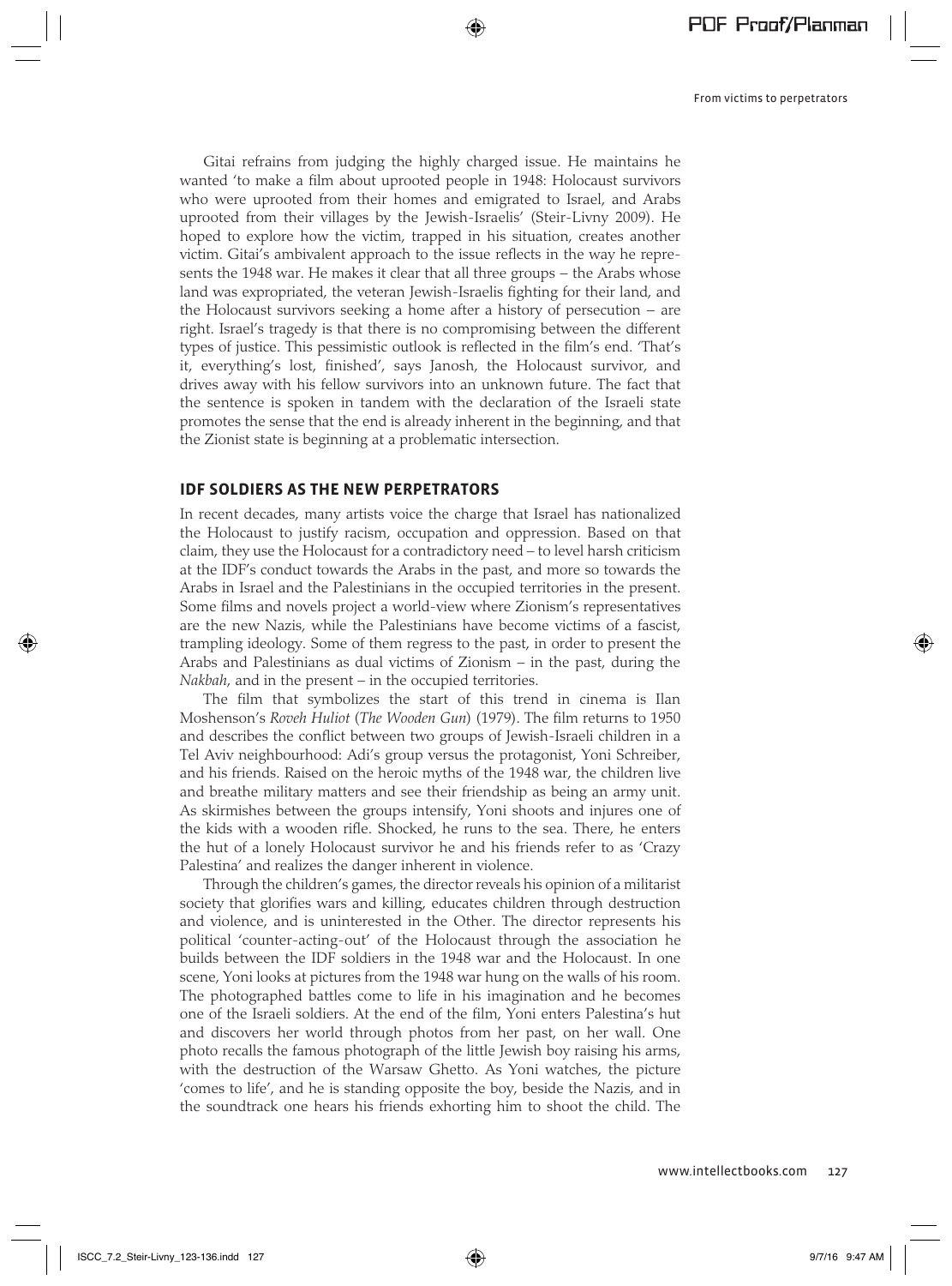Gitai refrains from judging the highly charged issue. He maintains he wanted 'to make a film about uprooted people in 1948: Holocaust survivors who were uprooted from their homes and emigrated to Israel, and Arabs uprooted from their villages by the Jewish-Israelis' (Steir-Livny 2009). He hoped to explore how the victim, trapped in his situation, creates another victim. Gitai's ambivalent approach to the issue reflects in the way he represents the 1948 war. He makes it clear that all three groups – the Arabs whose land was expropriated, the veteran Jewish-Israelis fighting for their land, and the Holocaust survivors seeking a home after a history of persecution – are right. Israel's tragedy is that there is no compromising between the different types of justice. This pessimistic outlook is reflected in the film's end. 'That's it, everything's lost, finished', says Janosh, the Holocaust survivor, and drives away with his fellow survivors into an unknown future. The fact that the sentence is spoken in tandem with the declaration of the Israeli state promotes the sense that the end is already inherent in the beginning, and that the Zionist state is beginning at a problematic intersection.

## IDF SOLDIERS AS THE NEW PERPETRATORS

In recent decades, many artists voice the charge that Israel has nationalized the Holocaust to justify racism, occupation and oppression. Based on that claim, they use the Holocaust for a contradictory need – to level harsh criticism at the IDF's conduct towards the Arabs in the past, and more so towards the Arabs in Israel and the Palestinians in the occupied territories in the present. Some films and novels project a world-view where Zionism's representatives are the new Nazis, while the Palestinians have become victims of a fascist, trampling ideology. Some of them regress to the past, in order to present the Arabs and Palestinians as dual victims of Zionism – in the past, during the *Nakbah*, and in the present – in the occupied territories.

The film that symbolizes the start of this trend in cinema is Ilan Moshenson's *Roveh Huliot* (*The Wooden Gun*) (1979). The film returns to 1950 and describes the conflict between two groups of Jewish-Israeli children in a Tel Aviv neighbourhood: Adi's group versus the protagonist, Yoni Schreiber, and his friends. Raised on the heroic myths of the 1948 war, the children live and breathe military matters and see their friendship as being an army unit. As skirmishes between the groups intensify, Yoni shoots and injures one of the kids with a wooden rifle. Shocked, he runs to the sea. There, he enters the hut of a lonely Holocaust survivor he and his friends refer to as 'Crazy Palestina' and realizes the danger inherent in violence.

Through the children's games, the director reveals his opinion of a militarist society that glorifies wars and killing, educates children through destruction and violence, and is uninterested in the Other. The director represents his political 'counter-acting-out' of the Holocaust through the association he builds between the IDF soldiers in the 1948 war and the Holocaust. In one scene, Yoni looks at pictures from the 1948 war hung on the walls of his room. The photographed battles come to life in his imagination and he becomes one of the Israeli soldiers. At the end of the film, Yoni enters Palestina's hut and discovers her world through photos from her past, on her wall. One photo recalls the famous photograph of the little Jewish boy raising his arms, with the destruction of the Warsaw Ghetto. As Yoni watches, the picture 'comes to life', and he is standing opposite the boy, beside the Nazis, and in the soundtrack one hears his friends exhorting him to shoot the child. The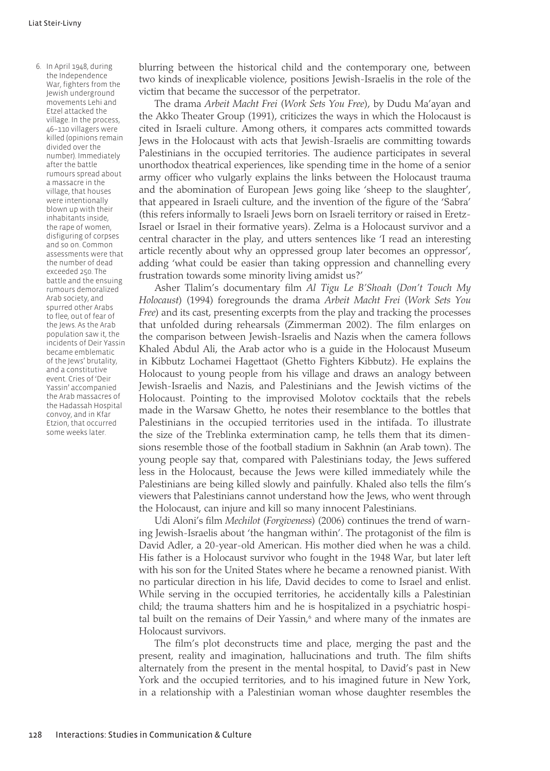blurring between the historical child and the contemporary one, between two kinds of inexplicable violence, positions Jewish-Israelis in the role of the victim that became the successor of the perpetrator.

The drama *Arbeit Macht Frei* (*Work Sets You Free*), by Dudu Ma'ayan and the Akko Theater Group (1991), criticizes the ways in which the Holocaust is cited in Israeli culture. Among others, it compares acts committed towards Jews in the Holocaust with acts that Jewish-Israelis are committing towards Palestinians in the occupied territories. The audience participates in several unorthodox theatrical experiences, like spending time in the home of a senior army officer who vulgarly explains the links between the Holocaust trauma and the abomination of European Jews going like 'sheep to the slaughter', that appeared in Israeli culture, and the invention of the figure of the 'Sabra' (this refers informally to Israeli Jews born on Israeli territory or raised in Eretz-Israel or Israel in their formative years). Zelma is a Holocaust survivor and a central character in the play, and utters sentences like 'I read an interesting article recently about why an oppressed group later becomes an oppressor', adding 'what could be easier than taking oppression and channelling every frustration towards some minority living amidst us?'

Asher Tlalim's documentary film *Al Tigu Le B'Shoah* (*Don't Touch My Holocaust*) (1994) foregrounds the drama *Arbeit Macht Frei* (*Work Sets You Free*) and its cast, presenting excerpts from the play and tracking the processes that unfolded during rehearsals (Zimmerman 2002). The film enlarges on the comparison between Jewish-Israelis and Nazis when the camera follows Khaled Abdul Ali, the Arab actor who is a guide in the Holocaust Museum in Kibbutz Lochamei Hagettaot (Ghetto Fighters Kibbutz). He explains the Holocaust to young people from his village and draws an analogy between Jewish-Israelis and Nazis, and Palestinians and the Jewish victims of the Holocaust. Pointing to the improvised Molotov cocktails that the rebels made in the Warsaw Ghetto, he notes their resemblance to the bottles that Palestinians in the occupied territories used in the intifada. To illustrate the size of the Treblinka extermination camp, he tells them that its dimensions resemble those of the football stadium in Sakhnin (an Arab town). The young people say that, compared with Palestinians today, the Jews suffered less in the Holocaust, because the Jews were killed immediately while the Palestinians are being killed slowly and painfully. Khaled also tells the film's viewers that Palestinians cannot understand how the Jews, who went through the Holocaust, can injure and kill so many innocent Palestinians.

Udi Aloni's film *Mechilot* (*Forgiveness*) (2006) continues the trend of warning Jewish-Israelis about 'the hangman within'. The protagonist of the film is David Adler, a 20-year-old American. His mother died when he was a child. His father is a Holocaust survivor who fought in the 1948 War, but later left with his son for the United States where he became a renowned pianist. With no particular direction in his life, David decides to come to Israel and enlist. While serving in the occupied territories, he accidentally kills a Palestinian child; the trauma shatters him and he is hospitalized in a psychiatric hospital built on the remains of Deir Yassin,[6] and where many of the inmates are Holocaust survivors.

The film's plot deconstructs time and place, merging the past and the present, reality and imagination, hallucinations and truth. The film shifts alternately from the present in the mental hospital, to David's past in New York and the occupied territories, and to his imagined future in New York, in a relationship with a Palestinian woman whose daughter resembles the

6. In April 1948, during the Independence War, fighters from the Jewish underground movements Lehi and Etzel attacked the village. In the process, 46–110 villagers were killed (opinions remain divided over the number). Immediately after the battle rumours spread about a massacre in the village, that houses were intentionally blown up with their inhabitants inside, the rape of women, disfiguring of corpses and so on. Common assessments were that the number of dead exceeded 250. The battle and the ensuing rumours demoralized Arab society, and spurred other Arabs to flee, out of fear of the Jews. As the Arab population saw it, the incidents of Deir Yassin became emblematic of the Jews' brutality, and a constitutive event. Cries of 'Deir Yassin' accompanied the Arab massacres of the Hadassah Hospital convoy, and in Kfar Etzion, that occurred some weeks later.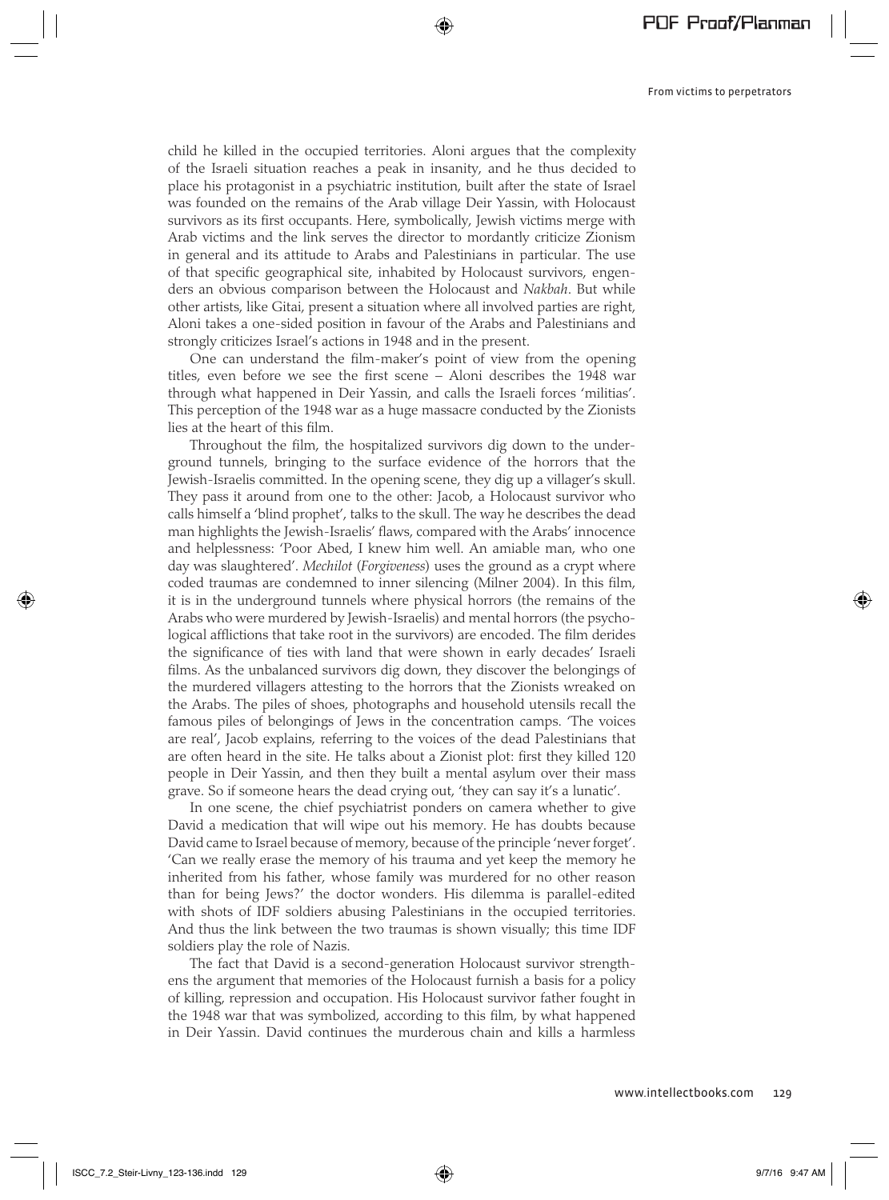child he killed in the occupied territories. Aloni argues that the complexity of the Israeli situation reaches a peak in insanity, and he thus decided to place his protagonist in a psychiatric institution, built after the state of Israel was founded on the remains of the Arab village Deir Yassin, with Holocaust survivors as its first occupants. Here, symbolically, Jewish victims merge with Arab victims and the link serves the director to mordantly criticize Zionism in general and its attitude to Arabs and Palestinians in particular. The use of that specific geographical site, inhabited by Holocaust survivors, engenders an obvious comparison between the Holocaust and *Nakbah*. But while other artists, like Gitai, present a situation where all involved parties are right, Aloni takes a one-sided position in favour of the Arabs and Palestinians and strongly criticizes Israel's actions in 1948 and in the present.

One can understand the film-maker's point of view from the opening titles, even before we see the first scene – Aloni describes the 1948 war through what happened in Deir Yassin, and calls the Israeli forces 'militias'. This perception of the 1948 war as a huge massacre conducted by the Zionists lies at the heart of this film.

Throughout the film, the hospitalized survivors dig down to the underground tunnels, bringing to the surface evidence of the horrors that the Jewish-Israelis committed. In the opening scene, they dig up a villager's skull. They pass it around from one to the other: Jacob, a Holocaust survivor who calls himself a 'blind prophet', talks to the skull. The way he describes the dead man highlights the Jewish-Israelis' flaws, compared with the Arabs' innocence and helplessness: 'Poor Abed, I knew him well. An amiable man, who one day was slaughtered'. *Mechilot* (*Forgiveness*) uses the ground as a crypt where coded traumas are condemned to inner silencing (Milner 2004). In this film, it is in the underground tunnels where physical horrors (the remains of the Arabs who were murdered by Jewish-Israelis) and mental horrors (the psychological afflictions that take root in the survivors) are encoded. The film derides the significance of ties with land that were shown in early decades' Israeli films. As the unbalanced survivors dig down, they discover the belongings of the murdered villagers attesting to the horrors that the Zionists wreaked on the Arabs. The piles of shoes, photographs and household utensils recall the famous piles of belongings of Jews in the concentration camps. 'The voices are real', Jacob explains, referring to the voices of the dead Palestinians that are often heard in the site. He talks about a Zionist plot: first they killed 120 people in Deir Yassin, and then they built a mental asylum over their mass grave. So if someone hears the dead crying out, 'they can say it's a lunatic'.

In one scene, the chief psychiatrist ponders on camera whether to give David a medication that will wipe out his memory. He has doubts because David came to Israel because of memory, because of the principle 'never forget'. 'Can we really erase the memory of his trauma and yet keep the memory he inherited from his father, whose family was murdered for no other reason than for being Jews?' the doctor wonders. His dilemma is parallel-edited with shots of IDF soldiers abusing Palestinians in the occupied territories. And thus the link between the two traumas is shown visually; this time IDF soldiers play the role of Nazis.

The fact that David is a second-generation Holocaust survivor strengthens the argument that memories of the Holocaust furnish a basis for a policy of killing, repression and occupation. His Holocaust survivor father fought in the 1948 war that was symbolized, according to this film, by what happened in Deir Yassin. David continues the murderous chain and kills a harmless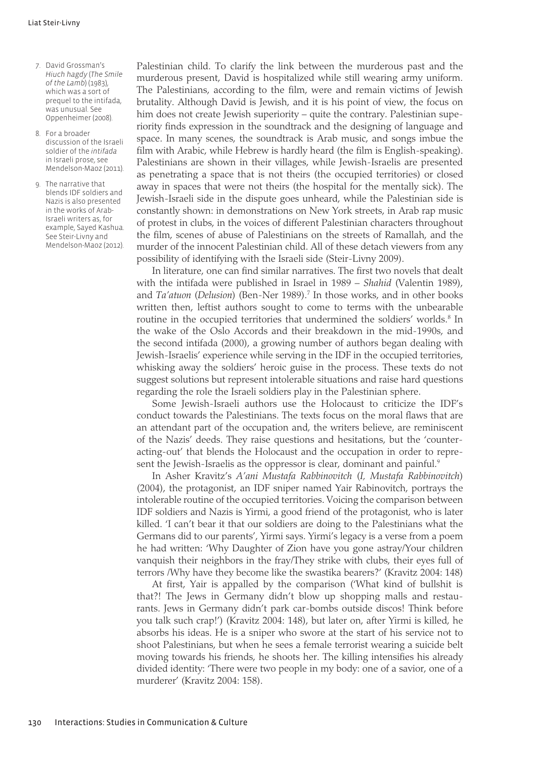Palestinian child. To clarify the link between the murderous past and the murderous present, David is hospitalized while still wearing army uniform. The Palestinians, according to the film, were and remain victims of Jewish brutality. Although David is Jewish, and it is his point of view, the focus on him does not create Jewish superiority – quite the contrary. Palestinian superiority finds expression in the soundtrack and the designing of language and space. In many scenes, the soundtrack is Arab music, and songs imbue the film with Arabic, while Hebrew is hardly heard (the film is English-speaking). Palestinians are shown in their villages, while Jewish-Israelis are presented as penetrating a space that is not theirs (the occupied territories) or closed away in spaces that were not theirs (the hospital for the mentally sick). The Jewish-Israeli side in the dispute goes unheard, while the Palestinian side is constantly shown: in demonstrations on New York streets, in Arab rap music of protest in clubs, in the voices of different Palestinian characters throughout the film, scenes of abuse of Palestinians on the streets of Ramallah, and the murder of the innocent Palestinian child. All of these detach viewers from any possibility of identifying with the Israeli side (Steir-Livny 2009).

In literature, one can find similar narratives. The first two novels that dealt with the intifada were published in Israel in 1989 – *Shahid* (Valentin 1989), and *Ta'atuon* (*Delusion*) (Ben-Ner 1989).[7] In those works, and in other books written then, leftist authors sought to come to terms with the unbearable routine in the occupied territories that undermined the soldiers' worlds.[8] In the wake of the Oslo Accords and their breakdown in the mid-1990s, and the second intifada (2000), a growing number of authors began dealing with Jewish-Israelis' experience while serving in the IDF in the occupied territories, whisking away the soldiers' heroic guise in the process. These texts do not suggest solutions but represent intolerable situations and raise hard questions regarding the role the Israeli soldiers play in the Palestinian sphere.

Some Jewish-Israeli authors use the Holocaust to criticize the IDF's conduct towards the Palestinians. The texts focus on the moral flaws that are an attendant part of the occupation and, the writers believe, are reminiscent of the Nazis' deeds. They raise questions and hesitations, but the 'counter-acting-out' that blends the Holocaust and the occupation in order to represent the Jewish-Israelis as the oppressor is clear, dominant and painful.[9]

In Asher Kravitz's *A'ani Mustafa Rabbinovitch* (*I, Mustafa Rabbinovitch*) (2004), the protagonist, an IDF sniper named Yair Rabinovitch, portrays the intolerable routine of the occupied territories. Voicing the comparison between IDF soldiers and Nazis is Yirmi, a good friend of the protagonist, who is later killed. 'I can't bear it that our soldiers are doing to the Palestinians what the Germans did to our parents', Yirmi says. Yirmi's legacy is a verse from a poem he had written: 'Why Daughter of Zion have you gone astray/Your children vanquish their neighbors in the fray/They strike with clubs, their eyes full of terrors /Why have they become like the swastika bearers?' (Kravitz 2004: 148)

At first, Yair is appalled by the comparison ('What kind of bullshit is that?! The Jews in Germany didn't blow up shopping malls and restaurants. Jews in Germany didn't park car-bombs outside discos! Think before you talk such crap!') (Kravitz 2004: 148), but later on, after Yirmi is killed, he absorbs his ideas. He is a sniper who swore at the start of his service not to shoot Palestinians, but when he sees a female terrorist wearing a suicide belt moving towards his friends, he shoots her. The killing intensifies his already divided identity: 'There were two people in my body: one of a savior, one of a murderer' (Kravitz 2004: 158).

7. David Grossman's *Hiuch hagdy* (*The Smile of the Lamb*) (1983), which was a sort of prequel to the intifada, was unusual. See Oppenheimer (2008).

8. For a broader discussion of the Israeli soldier of the *intifada* in Israeli prose, see Mendelson-Maoz (2011).

9. The narrative that blends IDF soldiers and Nazis is also presented in the works of Arab-Israeli writers as, for example, Sayed Kashua. See Steir-Livny and Mendelson-Maoz (2012).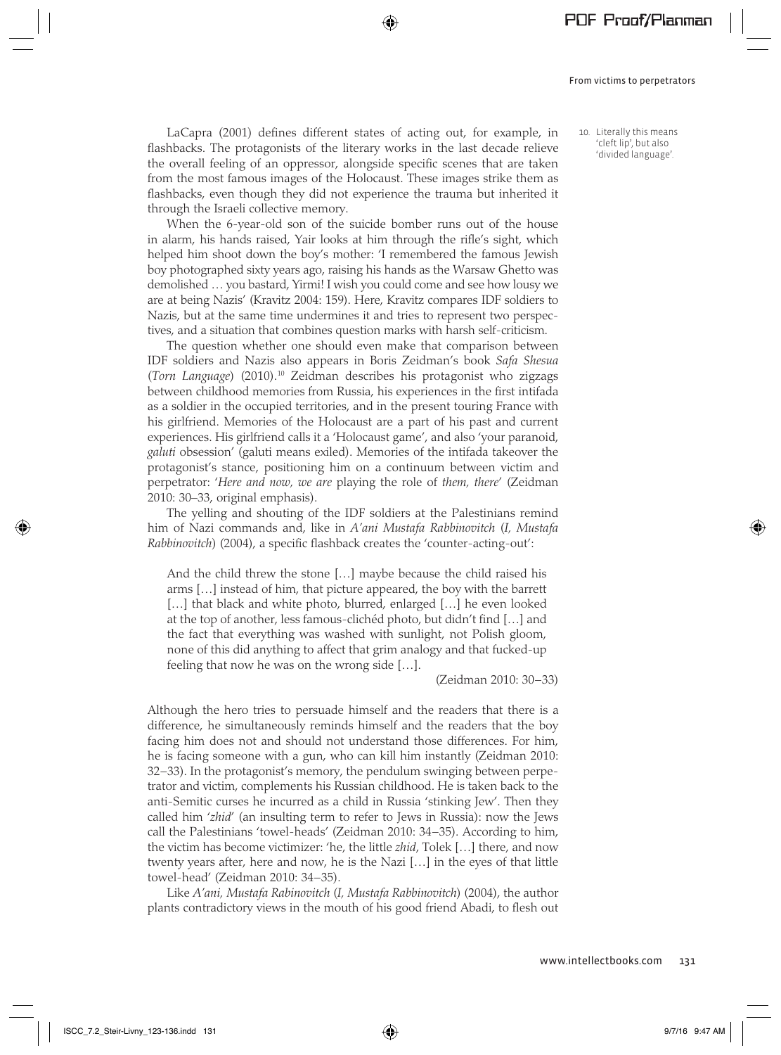LaCapra (2001) defines different states of acting out, for example, in flashbacks. The protagonists of the literary works in the last decade relieve the overall feeling of an oppressor, alongside specific scenes that are taken from the most famous images of the Holocaust. These images strike them as flashbacks, even though they did not experience the trauma but inherited it through the Israeli collective memory.

When the 6-year-old son of the suicide bomber runs out of the house in alarm, his hands raised, Yair looks at him through the rifle's sight, which helped him shoot down the boy's mother: 'I remembered the famous Jewish boy photographed sixty years ago, raising his hands as the Warsaw Ghetto was demolished … you bastard, Yirmi! I wish you could come and see how lousy we are at being Nazis' (Kravitz 2004: 159). Here, Kravitz compares IDF soldiers to Nazis, but at the same time undermines it and tries to represent two perspectives, and a situation that combines question marks with harsh self-criticism.

The question whether one should even make that comparison between IDF soldiers and Nazis also appears in Boris Zeidman's book *Safa Shesua* (*Torn Language*) (2010).[10] Zeidman describes his protagonist who zigzags between childhood memories from Russia, his experiences in the first intifada as a soldier in the occupied territories, and in the present touring France with his girlfriend. Memories of the Holocaust are a part of his past and current experiences. His girlfriend calls it a 'Holocaust game', and also 'your paranoid, *galuti* obsession' (galuti means exiled). Memories of the intifada takeover the protagonist's stance, positioning him on a continuum between victim and perpetrator: '*Here and now, we are* playing the role of *them, there*' (Zeidman 2010: 30–33, original emphasis).

The yelling and shouting of the IDF soldiers at the Palestinians remind him of Nazi commands and, like in *A'ani Mustafa Rabbinovitch* (*I, Mustafa Rabbinovitch*) (2004), a specific flashback creates the 'counter-acting-out':

> And the child threw the stone […] maybe because the child raised his arms […] instead of him, that picture appeared, the boy with the barrett […] that black and white photo, blurred, enlarged […] he even looked at the top of another, less famous-clichéd photo, but didn't find […] and the fact that everything was washed with sunlight, not Polish gloom, none of this did anything to affect that grim analogy and that fucked-up feeling that now he was on the wrong side […].
>
> (Zeidman 2010: 30–33)

Although the hero tries to persuade himself and the readers that there is a difference, he simultaneously reminds himself and the readers that the boy facing him does not and should not understand those differences. For him, he is facing someone with a gun, who can kill him instantly (Zeidman 2010: 32–33). In the protagonist's memory, the pendulum swinging between perpetrator and victim, complements his Russian childhood. He is taken back to the anti-Semitic curses he incurred as a child in Russia 'stinking Jew'. Then they called him '*zhid*' (an insulting term to refer to Jews in Russia): now the Jews call the Palestinians 'towel-heads' (Zeidman 2010: 34–35). According to him, the victim has become victimizer: 'he, the little *zhid*, Tolek […] there, and now twenty years after, here and now, he is the Nazi […] in the eyes of that little towel-head' (Zeidman 2010: 34–35).

Like *A'ani, Mustafa Rabinovitch* (*I, Mustafa Rabbinovitch*) (2004), the author plants contradictory views in the mouth of his good friend Abadi, to flesh out

10. Literally this means 'cleft lip', but also 'divided language'.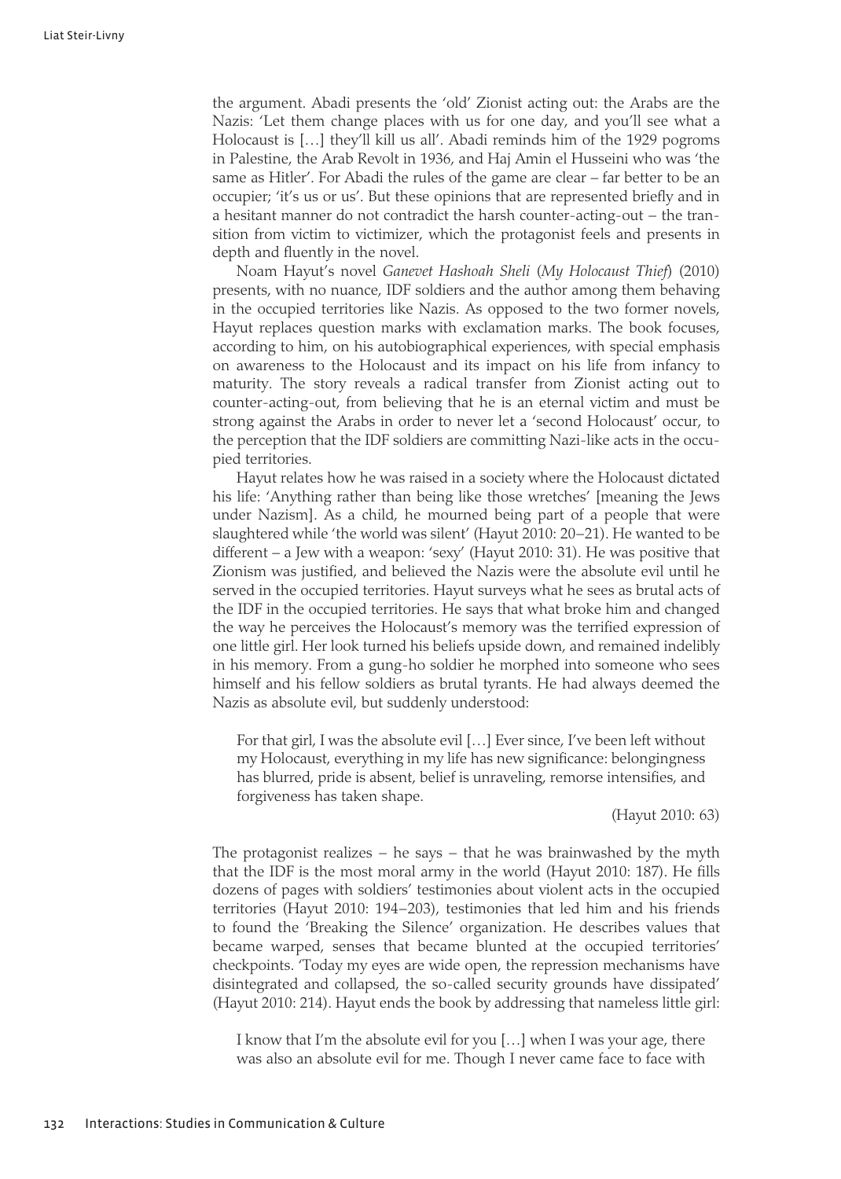the argument. Abadi presents the 'old' Zionist acting out: the Arabs are the Nazis: 'Let them change places with us for one day, and you'll see what a Holocaust is […] they'll kill us all'. Abadi reminds him of the 1929 pogroms in Palestine, the Arab Revolt in 1936, and Haj Amin el Husseini who was 'the same as Hitler'. For Abadi the rules of the game are clear – far better to be an occupier; 'it's us or us'. But these opinions that are represented briefly and in a hesitant manner do not contradict the harsh counter-acting-out – the transition from victim to victimizer, which the protagonist feels and presents in depth and fluently in the novel.

Noam Hayut's novel *Ganevet Hashoah Sheli* (*My Holocaust Thief*) (2010) presents, with no nuance, IDF soldiers and the author among them behaving in the occupied territories like Nazis. As opposed to the two former novels, Hayut replaces question marks with exclamation marks. The book focuses, according to him, on his autobiographical experiences, with special emphasis on awareness to the Holocaust and its impact on his life from infancy to maturity. The story reveals a radical transfer from Zionist acting out to counter-acting-out, from believing that he is an eternal victim and must be strong against the Arabs in order to never let a 'second Holocaust' occur, to the perception that the IDF soldiers are committing Nazi-like acts in the occupied territories.

Hayut relates how he was raised in a society where the Holocaust dictated his life: 'Anything rather than being like those wretches' [meaning the Jews under Nazism]. As a child, he mourned being part of a people that were slaughtered while 'the world was silent' (Hayut 2010: 20–21). He wanted to be different – a Jew with a weapon: 'sexy' (Hayut 2010: 31). He was positive that Zionism was justified, and believed the Nazis were the absolute evil until he served in the occupied territories. Hayut surveys what he sees as brutal acts of the IDF in the occupied territories. He says that what broke him and changed the way he perceives the Holocaust's memory was the terrified expression of one little girl. Her look turned his beliefs upside down, and remained indelibly in his memory. From a gung-ho soldier he morphed into someone who sees himself and his fellow soldiers as brutal tyrants. He had always deemed the Nazis as absolute evil, but suddenly understood:

> For that girl, I was the absolute evil […] Ever since, I've been left without my Holocaust, everything in my life has new significance: belongingness has blurred, pride is absent, belief is unraveling, remorse intensifies, and forgiveness has taken shape.
>
> (Hayut 2010: 63)

The protagonist realizes – he says – that he was brainwashed by the myth that the IDF is the most moral army in the world (Hayut 2010: 187). He fills dozens of pages with soldiers' testimonies about violent acts in the occupied territories (Hayut 2010: 194–203), testimonies that led him and his friends to found the 'Breaking the Silence' organization. He describes values that became warped, senses that became blunted at the occupied territories' checkpoints. 'Today my eyes are wide open, the repression mechanisms have disintegrated and collapsed, the so-called security grounds have dissipated' (Hayut 2010: 214). Hayut ends the book by addressing that nameless little girl:

> I know that I'm the absolute evil for you […] when I was your age, there was also an absolute evil for me. Though I never came face to face with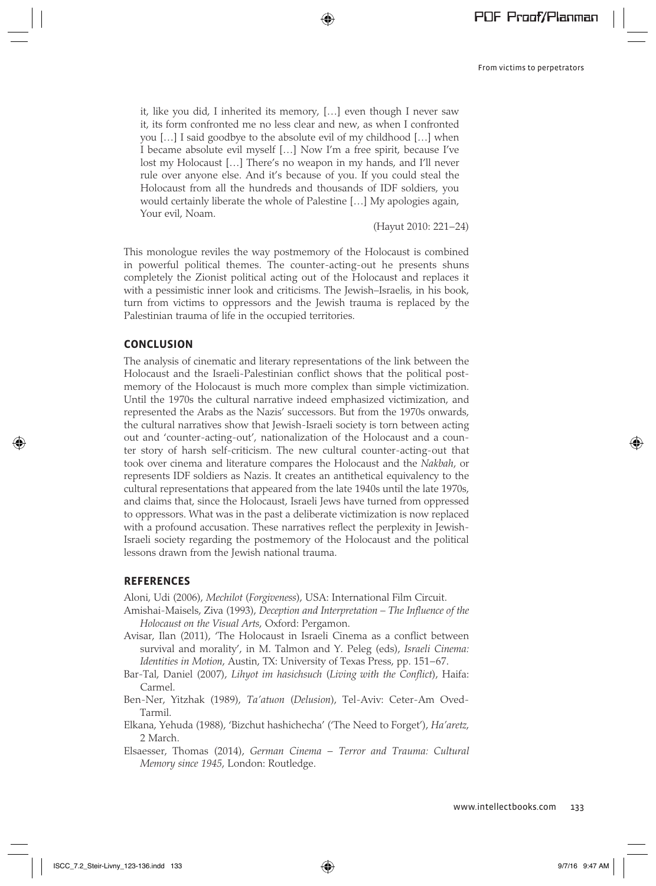> it, like you did, I inherited its memory, […] even though I never saw it, its form confronted me no less clear and new, as when I confronted you […] I said goodbye to the absolute evil of my childhood […] when I became absolute evil myself […] Now I'm a free spirit, because I've lost my Holocaust […] There's no weapon in my hands, and I'll never rule over anyone else. And it's because of you. If you could steal the Holocaust from all the hundreds and thousands of IDF soldiers, you would certainly liberate the whole of Palestine […] My apologies again, Your evil, Noam.
>
> (Hayut 2010: 221–24)

This monologue reviles the way postmemory of the Holocaust is combined in powerful political themes. The counter-acting-out he presents shuns completely the Zionist political acting out of the Holocaust and replaces it with a pessimistic inner look and criticisms. The Jewish–Israelis, in his book, turn from victims to oppressors and the Jewish trauma is replaced by the Palestinian trauma of life in the occupied territories.

## CONCLUSION

The analysis of cinematic and literary representations of the link between the Holocaust and the Israeli-Palestinian conflict shows that the political postmemory of the Holocaust is much more complex than simple victimization. Until the 1970s the cultural narrative indeed emphasized victimization, and represented the Arabs as the Nazis' successors. But from the 1970s onwards, the cultural narratives show that Jewish-Israeli society is torn between acting out and 'counter-acting-out', nationalization of the Holocaust and a counter story of harsh self-criticism. The new cultural counter-acting-out that took over cinema and literature compares the Holocaust and the *Nakbah*, or represents IDF soldiers as Nazis. It creates an antithetical equivalency to the cultural representations that appeared from the late 1940s until the late 1970s, and claims that, since the Holocaust, Israeli Jews have turned from oppressed to oppressors. What was in the past a deliberate victimization is now replaced with a profound accusation. These narratives reflect the perplexity in Jewish-Israeli society regarding the postmemory of the Holocaust and the political lessons drawn from the Jewish national trauma.

## REFERENCES

Aloni, Udi (2006), *Mechilot* (*Forgiveness*), USA: International Film Circuit.

Amishai-Maisels, Ziva (1993), *Deception and Interpretation – The Influence of the Holocaust on the Visual Arts*, Oxford: Pergamon.

Avisar, Ilan (2011), 'The Holocaust in Israeli Cinema as a conflict between survival and morality', in M. Talmon and Y. Peleg (eds), *Israeli Cinema: Identities in Motion*, Austin, TX: University of Texas Press, pp. 151–67.

Bar-Tal, Daniel (2007), *Lihyot im hasichsuch* (*Living with the Conflict*), Haifa: Carmel.

Ben-Ner, Yitzhak (1989), *Ta'atuon* (*Delusion*), Tel-Aviv: Ceter-Am Oved-Tarmil.

Elkana, Yehuda (1988), 'Bizchut hashichecha' ('The Need to Forget'), *Ha'aretz*, 2 March.

Elsaesser, Thomas (2014), *German Cinema – Terror and Trauma: Cultural Memory since 1945*, London: Routledge.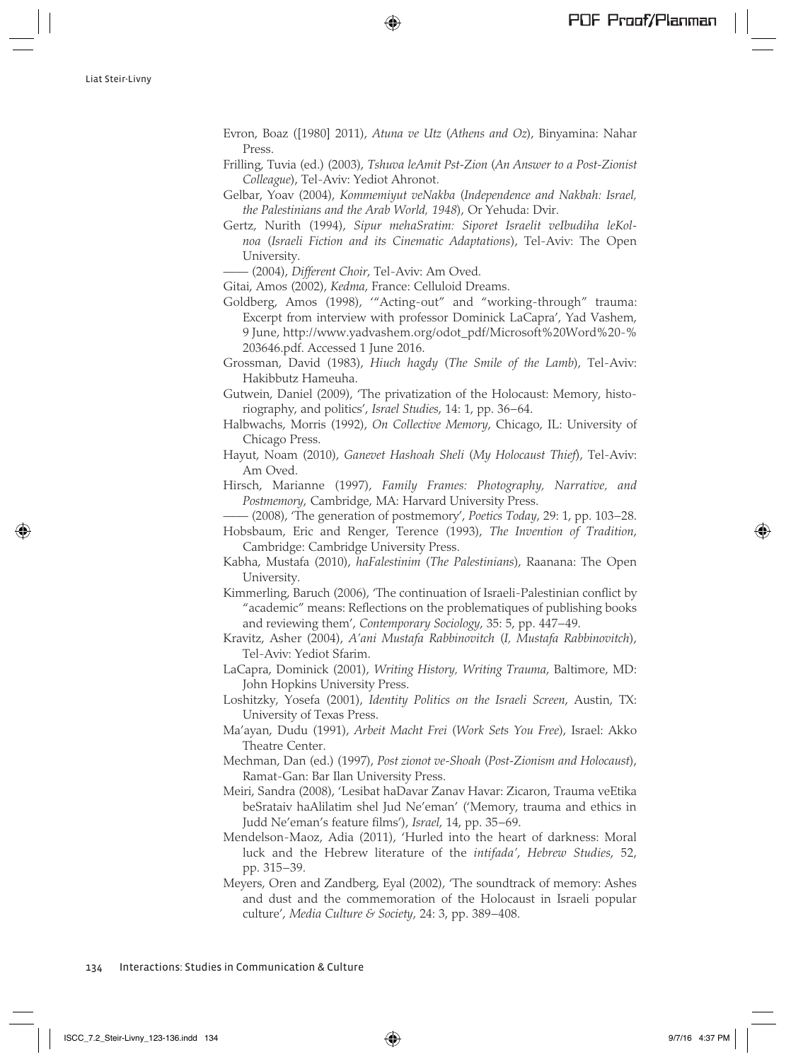Evron, Boaz ([1980] 2011), *Atuna ve Utz* (*Athens and Oz*), Binyamina: Nahar Press.

Frilling, Tuvia (ed.) (2003), *Tshuva leAmit Pst-Zion* (*An Answer to a Post-Zionist Colleague*), Tel-Aviv: Yediot Ahronot.

Gelbar, Yoav (2004), *Kommemiyut veNakba* (*Independence and Nakbah: Israel, the Palestinians and the Arab World, 1948*), Or Yehuda: Dvir.

Gertz, Nurith (1994), *Sipur mehaSratim: Siporet Israelit veIbudiha leKolnoa* (*Israeli Fiction and its Cinematic Adaptations*), Tel-Aviv: The Open University.

—— (2004), *Different Choir*, Tel-Aviv: Am Oved.

Gitai, Amos (2002), *Kedma*, France: Celluloid Dreams.

Goldberg, Amos (1998), '"Acting-out" and "working-through" trauma: Excerpt from interview with professor Dominick LaCapra', Yad Vashem, 9 June, http://www.yadvashem.org/odot_pdf/Microsoft%20Word%20-%203646.pdf. Accessed 1 June 2016.

Grossman, David (1983), *Hiuch hagdy* (*The Smile of the Lamb*), Tel-Aviv: Hakibbutz Hameuha.

Gutwein, Daniel (2009), 'The privatization of the Holocaust: Memory, historiography, and politics', *Israel Studies*, 14: 1, pp. 36–64.

Halbwachs, Morris (1992), *On Collective Memory*, Chicago, IL: University of Chicago Press.

Hayut, Noam (2010), *Ganevet Hashoah Sheli* (*My Holocaust Thief*), Tel-Aviv: Am Oved.

Hirsch, Marianne (1997), *Family Frames: Photography, Narrative, and Postmemory*, Cambridge, MA: Harvard University Press.

—— (2008), 'The generation of postmemory', *Poetics Today*, 29: 1, pp. 103–28.

Hobsbaum, Eric and Renger, Terence (1993), *The Invention of Tradition*, Cambridge: Cambridge University Press.

Kabha, Mustafa (2010), *haFalestinim* (*The Palestinians*), Raanana: The Open University.

Kimmerling, Baruch (2006), 'The continuation of Israeli-Palestinian conflict by "academic" means: Reflections on the problematiques of publishing books and reviewing them', *Contemporary Sociology*, 35: 5, pp. 447–49.

Kravitz, Asher (2004), *A'ani Mustafa Rabbinovitch* (*I, Mustafa Rabbinovitch*), Tel-Aviv: Yediot Sfarim.

LaCapra, Dominick (2001), *Writing History, Writing Trauma*, Baltimore, MD: John Hopkins University Press.

Loshitzky, Yosefa (2001), *Identity Politics on the Israeli Screen*, Austin, TX: University of Texas Press.

Ma'ayan, Dudu (1991), *Arbeit Macht Frei* (*Work Sets You Free*), Israel: Akko Theatre Center.

Mechman, Dan (ed.) (1997), *Post zionot ve-Shoah* (*Post-Zionism and Holocaust*), Ramat-Gan: Bar Ilan University Press.

Meiri, Sandra (2008), 'Lesibat haDavar Zanav Havar: Zicaron, Trauma veEtika beSrataiv haAlilatim shel Jud Ne'eman' ('Memory, trauma and ethics in Judd Ne'eman's feature films'), *Israel*, 14, pp. 35–69.

Mendelson-Maoz, Adia (2011), 'Hurled into the heart of darkness: Moral luck and the Hebrew literature of the *intifada*', *Hebrew Studies*, 52, pp. 315–39.

Meyers, Oren and Zandberg, Eyal (2002), 'The soundtrack of memory: Ashes and dust and the commemoration of the Holocaust in Israeli popular culture', *Media Culture & Society*, 24: 3, pp. 389–408.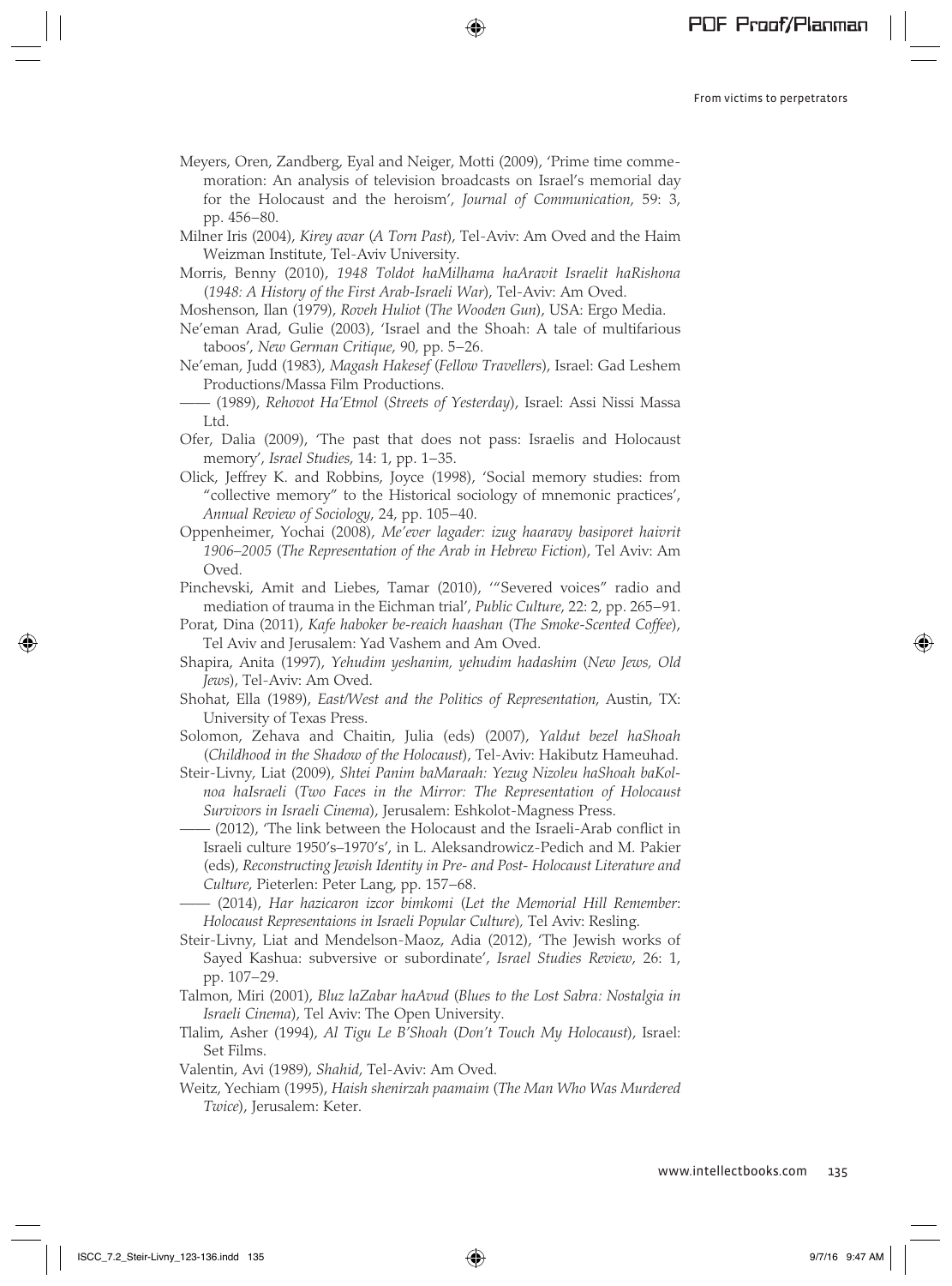Meyers, Oren, Zandberg, Eyal and Neiger, Motti (2009), 'Prime time commemoration: An analysis of television broadcasts on Israel's memorial day for the Holocaust and the heroism', *Journal of Communication*, 59: 3, pp. 456–80.

Milner Iris (2004), *Kirey avar* (*A Torn Past*), Tel-Aviv: Am Oved and the Haim Weizman Institute, Tel-Aviv University.

Morris, Benny (2010), *1948 Toldot haMilhama haAravit Israelit haRishona* (*1948: A History of the First Arab-Israeli War*), Tel-Aviv: Am Oved.

Moshenson, Ilan (1979), *Roveh Huliot* (*The Wooden Gun*), USA: Ergo Media.

Ne'eman Arad, Gulie (2003), 'Israel and the Shoah: A tale of multifarious taboos', *New German Critique*, 90, pp. 5–26.

Ne'eman, Judd (1983), *Magash Hakesef* (*Fellow Travellers*), Israel: Gad Leshem Productions/Massa Film Productions.

—— (1989), *Rehovot Ha'Etmol* (*Streets of Yesterday*), Israel: Assi Nissi Massa Ltd.

Ofer, Dalia (2009), 'The past that does not pass: Israelis and Holocaust memory', *Israel Studies*, 14: 1, pp. 1–35.

Olick, Jeffrey K. and Robbins, Joyce (1998), 'Social memory studies: from "collective memory" to the Historical sociology of mnemonic practices', *Annual Review of Sociology*, 24, pp. 105–40.

Oppenheimer, Yochai (2008), *Me'ever lagader: izug haaravy basiporet haivrit 1906–2005* (*The Representation of the Arab in Hebrew Fiction*), Tel Aviv: Am Oved.

Pinchevski, Amit and Liebes, Tamar (2010), '"Severed voices" radio and mediation of trauma in the Eichman trial', *Public Culture*, 22: 2, pp. 265–91.

Porat, Dina (2011), *Kafe haboker be-reaich haashan* (*The Smoke-Scented Coffee*), Tel Aviv and Jerusalem: Yad Vashem and Am Oved.

Shapira, Anita (1997), *Yehudim yeshanim, yehudim hadashim* (*New Jews, Old Jews*), Tel-Aviv: Am Oved.

Shohat, Ella (1989), *East/West and the Politics of Representation*, Austin, TX: University of Texas Press.

Solomon, Zehava and Chaitin, Julia (eds) (2007), *Yaldut bezel haShoah* (*Childhood in the Shadow of the Holocaust*), Tel-Aviv: Hakibutz Hameuhad.

Steir-Livny, Liat (2009), *Shtei Panim baMaraah: Yezug Nizoleu haShoah baKolnoa haIsraeli* (*Two Faces in the Mirror: The Representation of Holocaust Survivors in Israeli Cinema*), Jerusalem: Eshkolot-Magness Press.

—— (2012), 'The link between the Holocaust and the Israeli-Arab conflict in Israeli culture 1950's–1970's', in L. Aleksandrowicz-Pedich and M. Pakier (eds), *Reconstructing Jewish Identity in Pre- and Post- Holocaust Literature and Culture*, Pieterlen: Peter Lang, pp. 157–68.

—— (2014), *Har hazicaron izcor bimkomi* (*Let the Memorial Hill Remember*: *Holocaust Representaions in Israeli Popular Culture*), Tel Aviv: Resling.

Steir-Livny, Liat and Mendelson-Maoz, Adia (2012), 'The Jewish works of Sayed Kashua: subversive or subordinate', *Israel Studies Review*, 26: 1, pp. 107–29.

Talmon, Miri (2001), *Bluz laZabar haAvud* (*Blues to the Lost Sabra: Nostalgia in Israeli Cinema*), Tel Aviv: The Open University.

Tlalim, Asher (1994), *Al Tigu Le B'Shoah* (*Don't Touch My Holocaust*), Israel: Set Films.

Valentin, Avi (1989), *Shahid*, Tel-Aviv: Am Oved.

Weitz, Yechiam (1995), *Haish shenirzah paamaim* (*The Man Who Was Murdered Twice*), Jerusalem: Keter.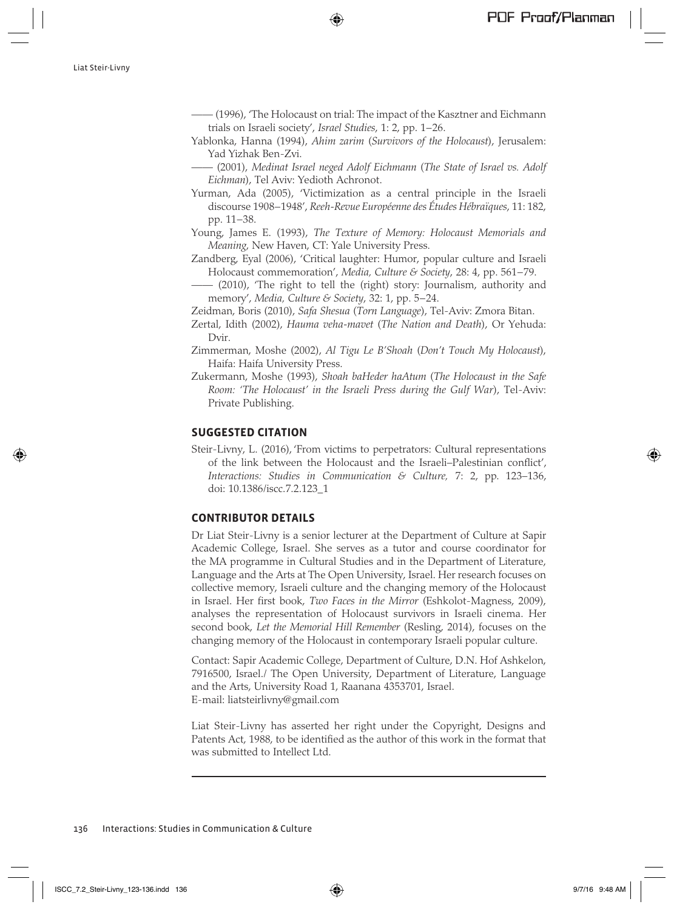—— (1996), 'The Holocaust on trial: The impact of the Kasztner and Eichmann trials on Israeli society', *Israel Studies*, 1: 2, pp. 1–26.

Yablonka, Hanna (1994), *Ahim zarim* (*Survivors of the Holocaust*), Jerusalem: Yad Yizhak Ben-Zvi.

—— (2001), *Medinat Israel neged Adolf Eichmann* (*The State of Israel vs. Adolf Eichman*), Tel Aviv: Yedioth Achronot.

Yurman, Ada (2005), 'Victimization as a central principle in the Israeli discourse 1908–1948', *Reeh-Revue Européenne des Études Hébraïques*, 11: 182, pp. 11–38.

Young, James E. (1993), *The Texture of Memory: Holocaust Memorials and Meaning*, New Haven, CT: Yale University Press.

Zandberg, Eyal (2006), 'Critical laughter: Humor, popular culture and Israeli Holocaust commemoration', *Media, Culture & Society*, 28: 4, pp. 561–79.

—— (2010), 'The right to tell the (right) story: Journalism, authority and memory', *Media, Culture & Society*, 32: 1, pp. 5–24.

Zeidman, Boris (2010), *Safa Shesua* (*Torn Language*), Tel-Aviv: Zmora Bitan.

Zertal, Idith (2002), *Hauma veha-mavet* (*The Nation and Death*), Or Yehuda: Dvir.

Zimmerman, Moshe (2002), *Al Tigu Le B'Shoah* (*Don't Touch My Holocaust*), Haifa: Haifa University Press.

Zukermann, Moshe (1993), *Shoah baHeder haAtum* (*The Holocaust in the Safe Room: 'The Holocaust' in the Israeli Press during the Gulf War*), Tel-Aviv: Private Publishing.

## SUGGESTED CITATION

Steir-Livny, L. (2016), 'From victims to perpetrators: Cultural representations of the link between the Holocaust and the Israeli–Palestinian conflict', *Interactions: Studies in Communication & Culture,* 7: 2, pp. 123–136, doi: 10.1386/iscc.7.2.123_1

## CONTRIBUTOR DETAILS

Dr Liat Steir-Livny is a senior lecturer at the Department of Culture at Sapir Academic College, Israel. She serves as a tutor and course coordinator for the MA programme in Cultural Studies and in the Department of Literature, Language and the Arts at The Open University, Israel. Her research focuses on collective memory, Israeli culture and the changing memory of the Holocaust in Israel. Her first book, *Two Faces in the Mirror* (Eshkolot-Magness, 2009), analyses the representation of Holocaust survivors in Israeli cinema. Her second book, *Let the Memorial Hill Remember* (Resling, 2014), focuses on the changing memory of the Holocaust in contemporary Israeli popular culture.

Contact: Sapir Academic College, Department of Culture, D.N. Hof Ashkelon, 7916500, Israel./ The Open University, Department of Literature, Language and the Arts, University Road 1, Raanana 4353701, Israel.
E-mail: liatsteirlivny@gmail.com

Liat Steir-Livny has asserted her right under the Copyright, Designs and Patents Act, 1988, to be identified as the author of this work in the format that was submitted to Intellect Ltd.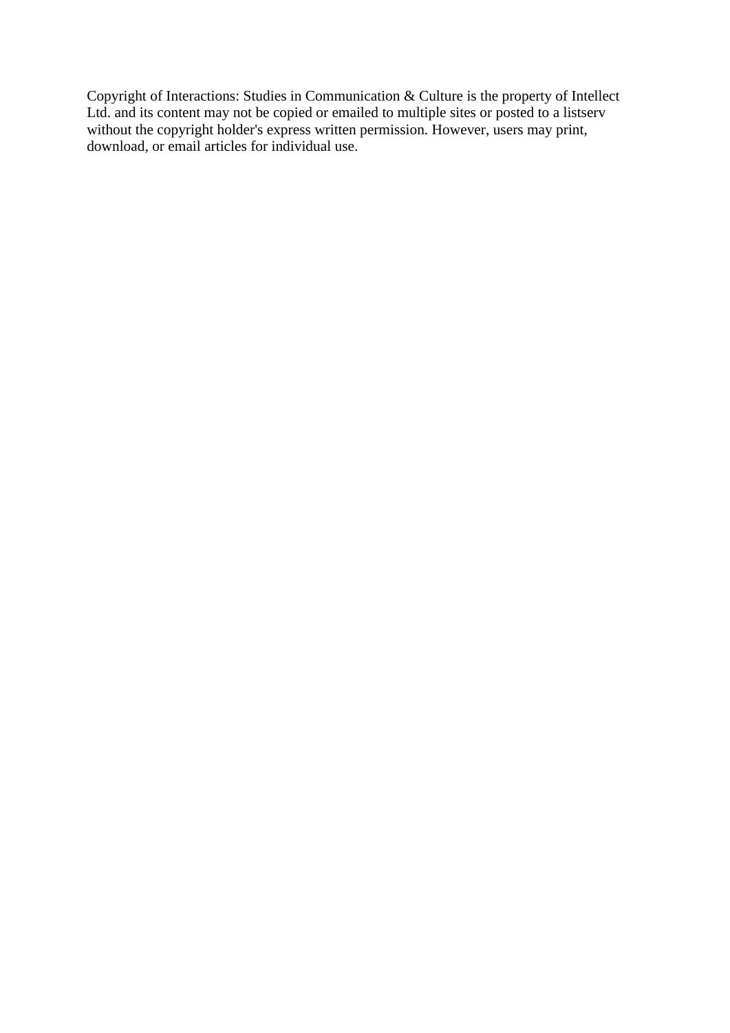Copyright of Interactions: Studies in Communication & Culture is the property of Intellect Ltd. and its content may not be copied or emailed to multiple sites or posted to a listserv without the copyright holder's express written permission. However, users may print, download, or email articles for individual use.